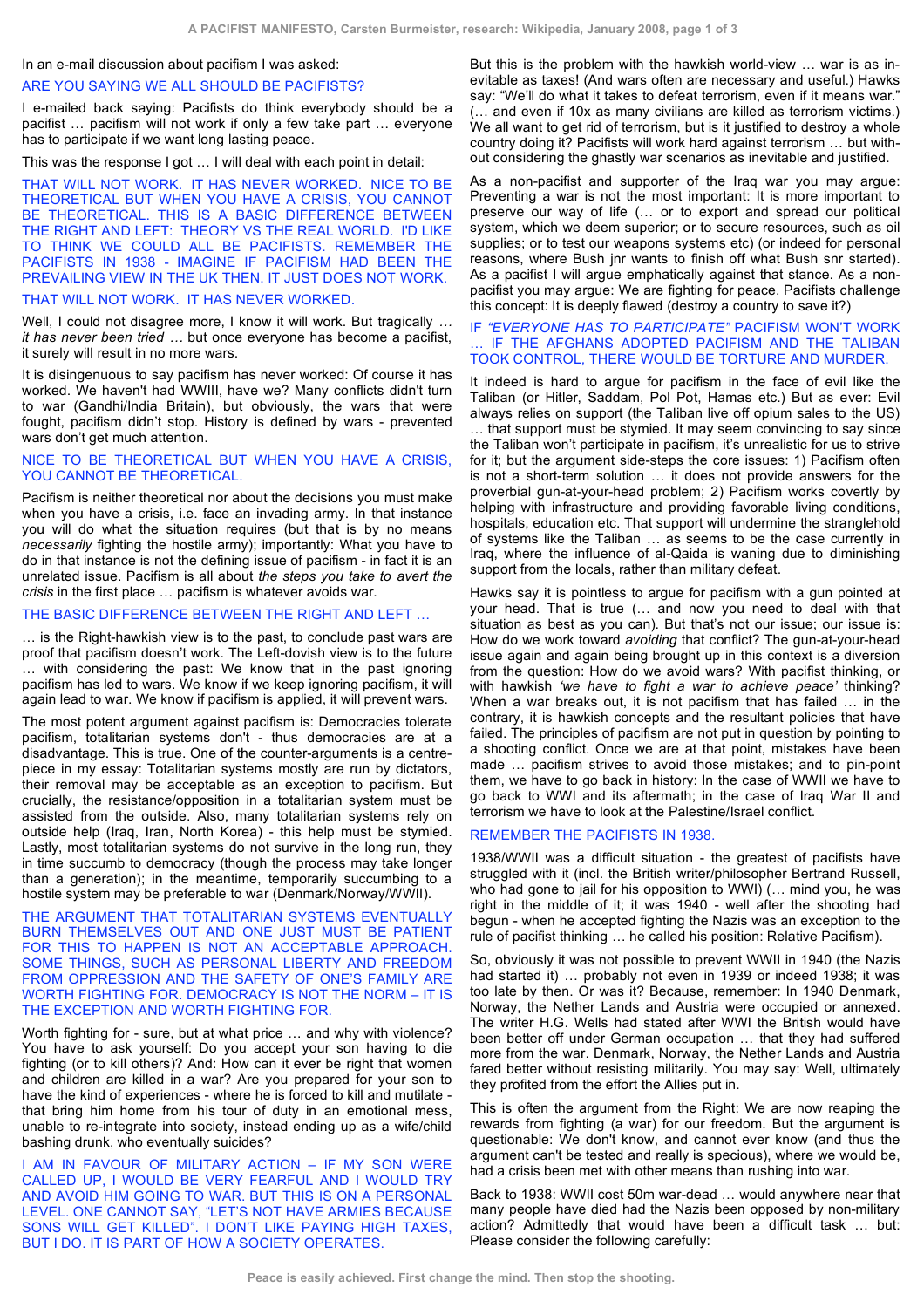In an e-mail discussion about pacifism I was asked:

ARE YOU SAYING WE ALL SHOULD BE PACIFISTS?

I e-mailed back saying: Pacifists do think everybody should be a pacifist … pacifism will not work if only a few take part … everyone has to participate if we want long lasting peace.

This was the response I got … I will deal with each point in detail:

THAT WILL NOT WORK. IT HAS NEVER WORKED. NICE TO BE THEORETICAL BUT WHEN YOU HAVE A CRISIS, YOU CANNOT BE THEORETICAL. THIS IS A BASIC DIFFERENCE BETWEEN THE RIGHT AND LEFT: THEORY VS THE REAL WORLD. I'D LIKE TO THINK WE COULD ALL BE PACIFISTS. REMEMBER THE PACIFISTS IN 1938 - IMAGINE IF PACIFISM HAD BEEN THE PREVAILING VIEW IN THE UK THEN. IT JUST DOES NOT WORK.

THAT WILL NOT WORK. IT HAS NEVER WORKED.

Well, I could not disagree more, I know it will work. But tragically … *it has never been tried* … but once everyone has become a pacifist, it surely will result in no more wars.

It is disingenuous to say pacifism has never worked: Of course it has worked. We haven't had WWIII, have we? Many conflicts didn't turn to war (Gandhi/India Britain), but obviously, the wars that were fought, pacifism didn't stop. History is defined by wars - prevented wars don't get much attention.

NICE TO BE THEORETICAL BUT WHEN YOU HAVE A CRISIS, YOU CANNOT BE THEORETICAL.

Pacifism is neither theoretical nor about the decisions you must make when you have a crisis, i.e. face an invading army. In that instance you will do what the situation requires (but that is by no means *necessarily* fighting the hostile army); importantly: What you have to do in that instance is not the defining issue of pacifism - in fact it is an unrelated issue. Pacifism is all about *the steps you take to avert the crisis* in the first place … pacifism is whatever avoids war.

THE BASIC DIFFERENCE BETWEEN THE RIGHT AND LEFT …

… is the Right-hawkish view is to the past, to conclude past wars are proof that pacifism doesn't work. The Left-dovish view is to the future … with considering the past: We know that in the past ignoring pacifism has led to wars. We know if we keep ignoring pacifism, it will again lead to war. We know if pacifism is applied, it will prevent wars.

The most potent argument against pacifism is: Democracies tolerate pacifism, totalitarian systems don't - thus democracies are at a disadvantage. This is true. One of the counter-arguments is a centre-piece in my essay: Totalitarian systems mostly are run by dictators, their removal may be acceptable as an exception to pacifism. But crucially, the resistance/opposition in a totalitarian system must be assisted from the outside. Also, many totalitarian systems rely on outside help (Iraq, Iran, North Korea) - this help must be stymied. Lastly, most totalitarian systems do not survive in the long run, they in time succumb to democracy (though the process may take longer than a generation); in the meantime, temporarily succumbing to a hostile system may be preferable to war (Denmark/Norway/WWII).

THE ARGUMENT THAT TOTALITARIAN SYSTEMS EVENTUALLY BURN THEMSELVES OUT AND ONE JUST MUST BE PATIENT FOR THIS TO HAPPEN IS NOT AN ACCEPTABLE APPROACH. SOME THINGS, SUCH AS PERSONAL LIBERTY AND FREEDOM FROM OPPRESSION AND THE SAFETY OF ONE'S FAMILY ARE WORTH FIGHTING FOR. DEMOCRACY IS NOT THE NORM – IT IS THE EXCEPTION AND WORTH FIGHTING FOR.

Worth fighting for - sure, but at what price … and why with violence? You have to ask yourself: Do you accept your son having to die fighting (or to kill others)? And: How can it ever be right that women and children are killed in a war? Are you prepared for your son to have the kind of experiences - where he is forced to kill and mutilate - that bring him home from his tour of duty in an emotional mess, unable to re-integrate into society, instead ending up as a wife/child bashing drunk, who eventually suicides?

I AM IN FAVOUR OF MILITARY ACTION – IF MY SON WERE CALLED UP, I WOULD BE VERY FEARFUL AND I WOULD TRY AND AVOID HIM GOING TO WAR. BUT THIS IS ON A PERSONAL LEVEL. ONE CANNOT SAY, "LET'S NOT HAVE ARMIES BECAUSE SONS WILL GET KILLED". I DON'T LIKE PAYING HIGH TAXES, BUT I DO. IT IS PART OF HOW A SOCIETY OPERATES.

But this is the problem with the hawkish world-view … war is as inevitable as taxes! (And wars often are necessary and useful.) Hawks say: "We'll do what it takes to defeat terrorism, even if it means war." (… and even if 10x as many civilians are killed as terrorism victims.) We all want to get rid of terrorism, but is it justified to destroy a whole country doing it? Pacifists will work hard against terrorism … but without considering the ghastly war scenarios as inevitable and justified.

As a non-pacifist and supporter of the Iraq war you may argue: Preventing a war is not the most important: It is more important to preserve our way of life (… or to export and spread our political system, which we deem superior; or to secure resources, such as oil supplies; or to test our weapons systems etc) (or indeed for personal reasons, where Bush jnr wants to finish off what Bush snr started). As a pacifist I will argue emphatically against that stance. As a non-pacifist you may argue: We are fighting for peace. Pacifists challenge this concept: It is deeply flawed (destroy a country to save it?)

IF *"EVERYONE HAS TO PARTICIPATE"* PACIFISM WON'T WORK … IF THE AFGHANS ADOPTED PACIFISM AND THE TALIBAN TOOK CONTROL, THERE WOULD BE TORTURE AND MURDER.

It indeed is hard to argue for pacifism in the face of evil like the Taliban (or Hitler, Saddam, Pol Pot, Hamas etc.) But as ever: Evil always relies on support (the Taliban live off opium sales to the US) … that support must be stymied. It may seem convincing to say since the Taliban won't participate in pacifism, it's unrealistic for us to strive for it; but the argument side-steps the core issues: 1) Pacifism often is not a short-term solution … it does not provide answers for the proverbial gun-at-your-head problem; 2) Pacifism works covertly by helping with infrastructure and providing favorable living conditions, hospitals, education etc. That support will undermine the stranglehold of systems like the Taliban … as seems to be the case currently in Iraq, where the influence of al-Qaida is waning due to diminishing support from the locals, rather than military defeat.

Hawks say it is pointless to argue for pacifism with a gun pointed at your head. That is true (… and now you need to deal with that situation as best as you can). But that's not our issue; our issue is: How do we work toward *avoiding* that conflict? The gun-at-your-head issue again and again being brought up in this context is a diversion from the question: How do we avoid wars? With pacifist thinking, or with hawkish *'we have to fight a war to achieve peace'* thinking? When a war breaks out, it is not pacifism that has failed … in the contrary, it is hawkish concepts and the resultant policies that have failed. The principles of pacifism are not put in question by pointing to a shooting conflict. Once we are at that point, mistakes have been made … pacifism strives to avoid those mistakes; and to pin-point them, we have to go back in history: In the case of WWII we have to go back to WWI and its aftermath; in the case of Iraq War II and terrorism we have to look at the Palestine/Israel conflict.

REMEMBER THE PACIFISTS IN 1938.

1938/WWII was a difficult situation - the greatest of pacifists have struggled with it (incl. the British writer/philosopher Bertrand Russell, who had gone to jail for his opposition to WWI) (… mind you, he was right in the middle of it; it was 1940 - well after the shooting had begun - when he accepted fighting the Nazis was an exception to the rule of pacifist thinking … he called his position: Relative Pacifism).

So, obviously it was not possible to prevent WWII in 1940 (the Nazis had started it) … probably not even in 1939 or indeed 1938; it was too late by then. Or was it? Because, remember: In 1940 Denmark, Norway, the Nether Lands and Austria were occupied or annexed. The writer H.G. Wells had stated after WWI the British would have been better off under German occupation … that they had suffered more from the war. Denmark, Norway, the Nether Lands and Austria fared better without resisting militarily. You may say: Well, ultimately they profited from the effort the Allies put in.

This is often the argument from the Right: We are now reaping the rewards from fighting (a war) for our freedom. But the argument is questionable: We don't know, and cannot ever know (and thus the argument can't be tested and really is specious), where we would be, had a crisis been met with other means than rushing into war.

Back to 1938: WWII cost 50m war-dead … would anywhere near that many people have died had the Nazis been opposed by non-military action? Admittedly that would have been a difficult task … but: Please consider the following carefully:

Peace is easily achieved. First change the mind. Then stop the shooting.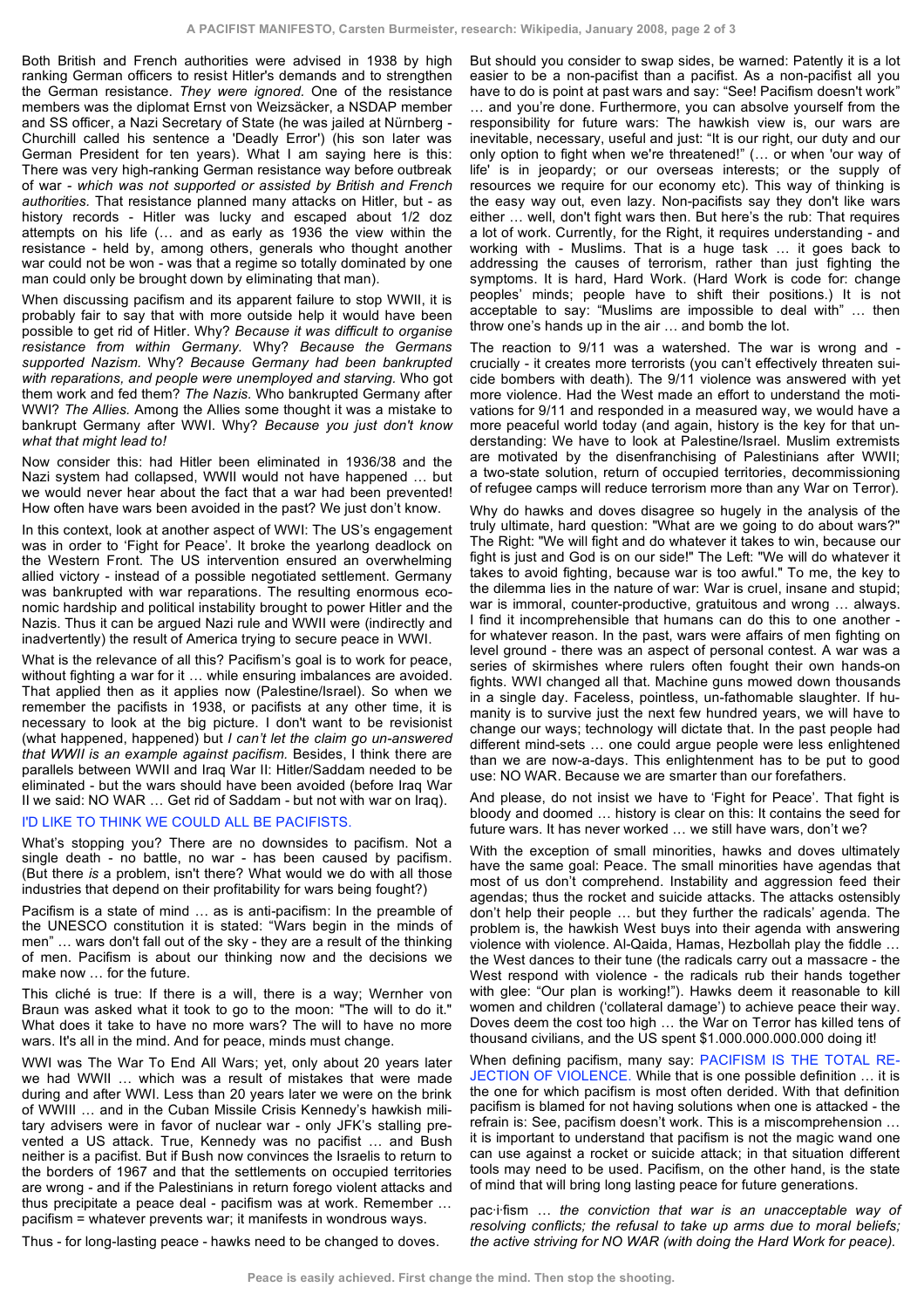Both British and French authorities were advised in 1938 by high ranking German officers to resist Hitler's demands and to strengthen the German resistance. *They were ignored.* One of the resistance members was the diplomat Ernst von Weizsäcker, a NSDAP member and SS officer, a Nazi Secretary of State (he was jailed at Nürnberg - Churchill called his sentence a 'Deadly Error') (his son later was German President for ten years). What I am saying here is this: There was very high-ranking German resistance way before outbreak of war - *which was not supported or assisted by British and French authorities.* That resistance planned many attacks on Hitler, but - as history records - Hitler was lucky and escaped about 1/2 doz attempts on his life (… and as early as 1936 the view within the resistance - held by, among others, generals who thought another war could not be won - was that a regime so totally dominated by one man could only be brought down by eliminating that man).

When discussing pacifism and its apparent failure to stop WWII, it is probably fair to say that with more outside help it would have been possible to get rid of Hitler. Why? *Because it was difficult to organise resistance from within Germany.* Why? *Because the Germans supported Nazism.* Why? *Because Germany had been bankrupted with reparations, and people were unemployed and starving.* Who got them work and fed them? *The Nazis.* Who bankrupted Germany after WWI? *The Allies.* Among the Allies some thought it was a mistake to bankrupt Germany after WWI. Why? *Because you just don't know what that might lead to!*

Now consider this: had Hitler been eliminated in 1936/38 and the Nazi system had collapsed, WWII would not have happened … but we would never hear about the fact that a war had been prevented! How often have wars been avoided in the past? We just don't know.

In this context, look at another aspect of WWI: The US's engagement was in order to 'Fight for Peace'. It broke the yearlong deadlock on the Western Front. The US intervention ensured an overwhelming allied victory - instead of a possible negotiated settlement. Germany was bankrupted with war reparations. The resulting enormous economic hardship and political instability brought to power Hitler and the Nazis. Thus it can be argued Nazi rule and WWII were (indirectly and inadvertently) the result of America trying to secure peace in WWI.

What is the relevance of all this? Pacifism's goal is to work for peace, without fighting a war for it … while ensuring imbalances are avoided. That applied then as it applies now (Palestine/Israel). So when we remember the pacifists in 1938, or pacifists at any other time, it is necessary to look at the big picture. I don't want to be revisionist (what happened, happened) but *I can't let the claim go un-answered that WWII is an example against pacifism.* Besides, I think there are parallels between WWII and Iraq War II: Hitler/Saddam needed to be eliminated - but the wars should have been avoided (before Iraq War II we said: NO WAR … Get rid of Saddam - but not with war on Iraq).

## I'D LIKE TO THINK WE COULD ALL BE PACIFISTS.

What's stopping you? There are no downsides to pacifism. Not a single death - no battle, no war - has been caused by pacifism. (But there *is* a problem, isn't there? What would we do with all those industries that depend on their profitability for wars being fought?)

Pacifism is a state of mind … as is anti-pacifism: In the preamble of the UNESCO constitution it is stated: "Wars begin in the minds of men" … wars don't fall out of the sky - they are a result of the thinking of men. Pacifism is about our thinking now and the decisions we make now … for the future.

This cliché is true: If there is a will, there is a way; Wernher von Braun was asked what it took to go to the moon: "The will to do it." What does it take to have no more wars? The will to have no more wars. It's all in the mind. And for peace, minds must change.

WWI was The War To End All Wars; yet, only about 20 years later we had WWII … which was a result of mistakes that were made during and after WWI. Less than 20 years later we were on the brink of WWIII … and in the Cuban Missile Crisis Kennedy's hawkish military advisers were in favor of nuclear war - only JFK's stalling prevented a US attack. True, Kennedy was no pacifist … and Bush neither is a pacifist. But if Bush now convinces the Israelis to return to the borders of 1967 and that the settlements on occupied territories are wrong - and if the Palestinians in return forego violent attacks and thus precipitate a peace deal - pacifism was at work. Remember … pacifism = whatever prevents war; it manifests in wondrous ways.

Thus - for long-lasting peace - hawks need to be changed to doves.

But should you consider to swap sides, be warned: Patently it is a lot easier to be a non-pacifist than a pacifist. As a non-pacifist all you have to do is point at past wars and say: "See! Pacifism doesn't work" … and you're done. Furthermore, you can absolve yourself from the responsibility for future wars: The hawkish view is, our wars are inevitable, necessary, useful and just: "It is our right, our duty and our only option to fight when we're threatened!" (… or when 'our way of life' is in jeopardy; or our overseas interests; or the supply of resources we require for our economy etc). This way of thinking is the easy way out, even lazy. Non-pacifists say they don't like wars either … well, don't fight wars then. But here's the rub: That requires a lot of work. Currently, for the Right, it requires understanding - and working with - Muslims. That is a huge task … it goes back to addressing the causes of terrorism, rather than just fighting the symptoms. It is hard, Hard Work. (Hard Work is code for: change peoples' minds; people have to shift their positions.) It is not acceptable to say: "Muslims are impossible to deal with" … then throw one's hands up in the air … and bomb the lot.

The reaction to 9/11 was a watershed. The war is wrong and - crucially - it creates more terrorists (you can't effectively threaten suicide bombers with death). The 9/11 violence was answered with yet more violence. Had the West made an effort to understand the motivations for 9/11 and responded in a measured way, we would have a more peaceful world today (and again, history is the key for that understanding: We have to look at Palestine/Israel. Muslim extremists are motivated by the disenfranchising of Palestinians after WWII; a two-state solution, return of occupied territories, decommissioning of refugee camps will reduce terrorism more than any War on Terror).

Why do hawks and doves disagree so hugely in the analysis of the truly ultimate, hard question: "What are we going to do about wars?" The Right: "We will fight and do whatever it takes to win, because our fight is just and God is on our side!" The Left: "We will do whatever it takes to avoid fighting, because war is too awful." To me, the key to the dilemma lies in the nature of war: War is cruel, insane and stupid; war is immoral, counter-productive, gratuitous and wrong … always. I find it incomprehensible that humans can do this to one another - for whatever reason. In the past, wars were affairs of men fighting on level ground - there was an aspect of personal contest. A war was a series of skirmishes where rulers often fought their own hands-on fights. WWI changed all that. Machine guns mowed down thousands in a single day. Faceless, pointless, un-fathomable slaughter. If humanity is to survive just the next few hundred years, we will have to change our ways; technology will dictate that. In the past people had different mind-sets … one could argue people were less enlightened than we are now-a-days. This enlightenment has to be put to good use: NO WAR. Because we are smarter than our forefathers.

And please, do not insist we have to 'Fight for Peace'. That fight is bloody and doomed … history is clear on this: It contains the seed for future wars. It has never worked … we still have wars, don't we?

With the exception of small minorities, hawks and doves ultimately have the same goal: Peace. The small minorities have agendas that most of us don't comprehend. Instability and aggression feed their agendas; thus the rocket and suicide attacks. The attacks ostensibly don't help their people … but they further the radicals' agenda. The problem is, the hawkish West buys into their agenda with answering violence with violence. Al-Qaida, Hamas, Hezbollah play the fiddle … the West dances to their tune (the radicals carry out a massacre - the West respond with violence - the radicals rub their hands together with glee: "Our plan is working!"). Hawks deem it reasonable to kill women and children ('collateral damage') to achieve peace their way. Doves deem the cost too high … the War on Terror has killed tens of thousand civilians, and the US spent $1.000.000.000.000 doing it!

When defining pacifism, many say: PACIFISM IS THE TOTAL REJECTION OF VIOLENCE. While that is one possible definition … it is the one for which pacifism is most often derided. With that definition pacifism is blamed for not having solutions when one is attacked - the refrain is: See, pacifism doesn't work. This is a misconprehension … it is important to understand that pacifism is not the magic wand one can use against a rocket or suicide attack; in that situation different tools may need to be used. Pacifism, on the other hand, is the state of mind that will bring long lasting peace for future generations.

pac·i·fism … *the conviction that war is an unacceptable way of resolving conflicts; the refusal to take up arms due to moral beliefs; the active striving for NO WAR (with doing the Hard Work for peace).*

**Peace is easily achieved. First change the mind. Then stop the shooting.**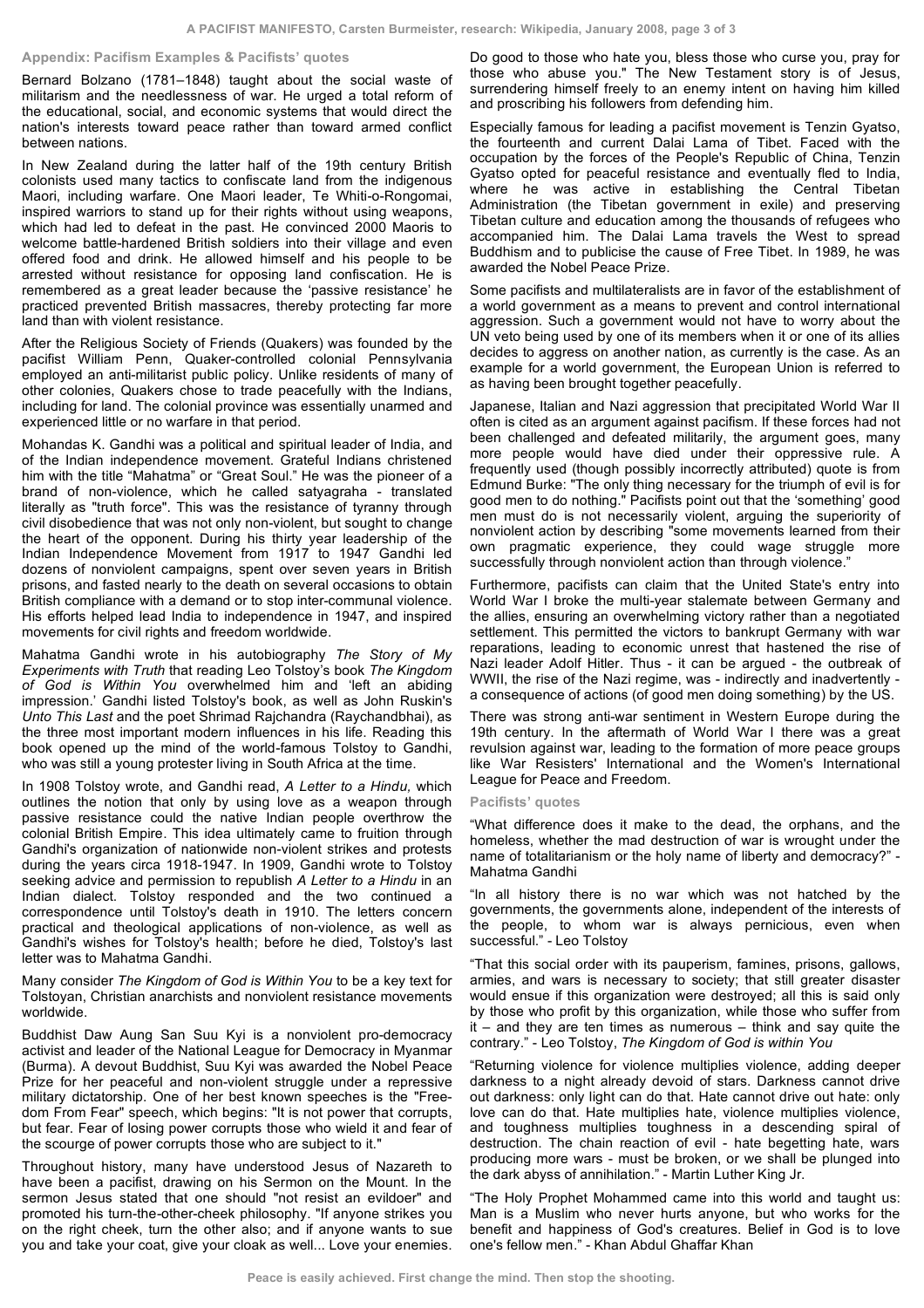## Appendix: Pacifism Examples & Pacifists' quotes

Bernard Bolzano (1781–1848) taught about the social waste of militarism and the needlessness of war. He urged a total reform of the educational, social, and economic systems that would direct the nation's interests toward peace rather than toward armed conflict between nations.

In New Zealand during the latter half of the 19th century British colonists used many tactics to confiscate land from the indigenous Maori, including warfare. One Maori leader, Te Whiti-o-Rongomai, inspired warriors to stand up for their rights without using weapons, which had led to defeat in the past. He convinced 2000 Maoris to welcome battle-hardened British soldiers into their village and even offered food and drink. He allowed himself and his people to be arrested without resistance for opposing land confiscation. He is remembered as a great leader because the 'passive resistance' he practiced prevented British massacres, thereby protecting far more land than with violent resistance.

After the Religious Society of Friends (Quakers) was founded by the pacifist William Penn, Quaker-controlled colonial Pennsylvania employed an anti-militarist public policy. Unlike residents of many of other colonies, Quakers chose to trade peacefully with the Indians, including for land. The colonial province was essentially unarmed and experienced little or no warfare in that period.

Mohandas K. Gandhi was a political and spiritual leader of India, and of the Indian independence movement. Grateful Indians christened him with the title "Mahatma" or "Great Soul." He was the pioneer of a brand of non-violence, which he called satyagraha - translated literally as "truth force". This was the resistance of tyranny through civil disobedience that was not only non-violent, but sought to change the heart of the opponent. During his thirty year leadership of the Indian Independence Movement from 1917 to 1947 Gandhi led dozens of nonviolent campaigns, spent over seven years in British prisons, and fasted nearly to the death on several occasions to obtain British compliance with a demand or to stop inter-communal violence. His efforts helped lead India to independence in 1947, and inspired movements for civil rights and freedom worldwide.

Mahatma Gandhi wrote in his autobiography *The Story of My Experiments with Truth* that reading Leo Tolstoy's book *The Kingdom of God is Within You* overwhelmed him and 'left an abiding impression.' Gandhi listed Tolstoy's book, as well as John Ruskin's *Unto This Last* and the poet Shrimad Rajchandra (Raychandbhai), as the three most important modern influences in his life. Reading this book opened up the mind of the world-famous Tolstoy to Gandhi, who was still a young protester living in South Africa at the time.

In 1908 Tolstoy wrote, and Gandhi read, *A Letter to a Hindu,* which outlines the notion that only by using love as a weapon through passive resistance could the native Indian people overthrow the colonial British Empire. This idea ultimately came to fruition through Gandhi's organization of nationwide non-violent strikes and protests during the years circa 1918-1947. In 1909, Gandhi wrote to Tolstoy seeking advice and permission to republish *A Letter to a Hindu* in an Indian dialect. Tolstoy responded and the two continued a correspondence until Tolstoy's death in 1910. The letters concern practical and theological applications of non-violence, as well as Gandhi's wishes for Tolstoy's health; before he died, Tolstoy's last letter was to Mahatma Gandhi.

Many consider *The Kingdom of God is Within You* to be a key text for Tolstoyan, Christian anarchists and nonviolent resistance movements worldwide.

Buddhist Daw Aung San Suu Kyi is a nonviolent pro-democracy activist and leader of the National League for Democracy in Myanmar (Burma). A devout Buddhist, Suu Kyi was awarded the Nobel Peace Prize for her peaceful and non-violent struggle under a repressive military dictatorship. One of her best known speeches is the "Freedom From Fear" speech, which begins: "It is not power that corrupts, but fear. Fear of losing power corrupts those who wield it and fear of the scourge of power corrupts those who are subject to it."

Throughout history, many have understood Jesus of Nazareth to have been a pacifist, drawing on his Sermon on the Mount. In the sermon Jesus stated that one should "not resist an evildoer" and promoted his turn-the-other-cheek philosophy. "If anyone strikes you on the right cheek, turn the other also; and if anyone wants to sue you and take your coat, give your cloak as well... Love your enemies. Do good to those who hate you, bless those who curse you, pray for those who abuse you." The New Testament story is of Jesus, surrendering himself freely to an enemy intent on having him killed and proscribing his followers from defending him.

Especially famous for leading a pacifist movement is Tenzin Gyatso, the fourteenth and current Dalai Lama of Tibet. Faced with the occupation by the forces of the People's Republic of China, Tenzin Gyatso opted for peaceful resistance and eventually fled to India, where he was active in establishing the Central Tibetan Administration (the Tibetan government in exile) and preserving Tibetan culture and education among the thousands of refugees who accompanied him. The Dalai Lama travels the West to spread Buddhism and to publicise the cause of Free Tibet. In 1989, he was awarded the Nobel Peace Prize.

Some pacifists and multilateralists are in favor of the establishment of a world government as a means to prevent and control international aggression. Such a government would not have to worry about the UN veto being used by one of its members when it or one of its allies decides to aggress on another nation, as currently is the case. As an example for a world government, the European Union is referred to as having been brought together peacefully.

Japanese, Italian and Nazi aggression that precipitated World War II often is cited as an argument against pacifism. If these forces had not been challenged and defeated militarily, the argument goes, many more people would have died under their oppressive rule. A frequently used (though possibly incorrectly attributed) quote is from Edmund Burke: "The only thing necessary for the triumph of evil is for good men to do nothing." Pacifists point out that the 'something' good men must do is not necessarily violent, arguing the superiority of nonviolent action by describing "some movements learned from their own pragmatic experience, they could wage struggle more successfully through nonviolent action than through violence."

Furthermore, pacifists can claim that the United State's entry into World War I broke the multi-year stalemate between Germany and the allies, ensuring an overwhelming victory rather than a negotiated settlement. This permitted the victors to bankrupt Germany with war reparations, leading to economic unrest that hastened the rise of Nazi leader Adolf Hitler. Thus - it can be argued - the outbreak of WWII, the rise of the Nazi regime, was - indirectly and inadvertently - a consequence of actions (of good men doing something) by the US.

There was strong anti-war sentiment in Western Europe during the 19th century. In the aftermath of World War I there was a great revulsion against war, leading to the formation of more peace groups like War Resisters' International and the Women's International League for Peace and Freedom.

### Pacifists' quotes

"What difference does it make to the dead, the orphans, and the homeless, whether the mad destruction of war is wrought under the name of totalitarianism or the holy name of liberty and democracy?" - Mahatma Gandhi

"In all history there is no war which was not hatched by the governments, the governments alone, independent of the interests of the people, to whom war is always pernicious, even when successful." - Leo Tolstoy

"That this social order with its pauperism, famines, prisons, gallows, armies, and wars is necessary to society; that still greater disaster would ensue if this organization were destroyed; all this is said only by those who profit by this organization, while those who suffer from it – and they are ten times as numerous – think and say quite the contrary." - Leo Tolstoy, *The Kingdom of God is within You*

"Returning violence for violence multiplies violence, adding deeper darkness to a night already devoid of stars. Darkness cannot drive out darkness: only light can do that. Hate cannot drive out hate: only love can do that. Hate multiplies hate, violence multiplies violence, and toughness multiplies toughness in a descending spiral of destruction. The chain reaction of evil - hate begetting hate, wars producing more wars - must be broken, or we shall be plunged into the dark abyss of annihilation." - Martin Luther King Jr.

"The Holy Prophet Mohammed came into this world and taught us: Man is a Muslim who never hurts anyone, but who works for the benefit and happiness of God's creatures. Belief in God is to love one's fellow men." - Khan Abdul Ghaffar Khan

**Peace is easily achieved. First change the mind. Then stop the shooting.**